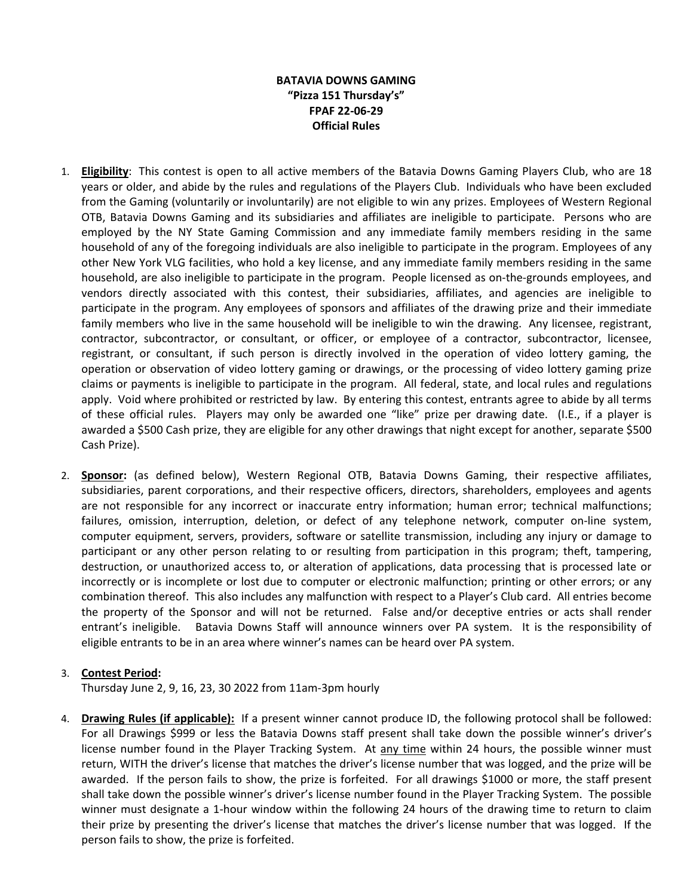**BATAVIA DOWNS GAMING**
**"Pizza 151 Thursday's"**
**FPAF 22-06-29**
**Official Rules**

1. **Eligibility**: This contest is open to all active members of the Batavia Downs Gaming Players Club, who are 18 years or older, and abide by the rules and regulations of the Players Club. Individuals who have been excluded from the Gaming (voluntarily or involuntarily) are not eligible to win any prizes. Employees of Western Regional OTB, Batavia Downs Gaming and its subsidiaries and affiliates are ineligible to participate. Persons who are employed by the NY State Gaming Commission and any immediate family members residing in the same household of any of the foregoing individuals are also ineligible to participate in the program. Employees of any other New York VLG facilities, who hold a key license, and any immediate family members residing in the same household, are also ineligible to participate in the program. People licensed as on-the-grounds employees, and vendors directly associated with this contest, their subsidiaries, affiliates, and agencies are ineligible to participate in the program. Any employees of sponsors and affiliates of the drawing prize and their immediate family members who live in the same household will be ineligible to win the drawing. Any licensee, registrant, contractor, subcontractor, or consultant, or officer, or employee of a contractor, subcontractor, licensee, registrant, or consultant, if such person is directly involved in the operation of video lottery gaming, the operation or observation of video lottery gaming or drawings, or the processing of video lottery gaming prize claims or payments is ineligible to participate in the program. All federal, state, and local rules and regulations apply. Void where prohibited or restricted by law. By entering this contest, entrants agree to abide by all terms of these official rules. Players may only be awarded one "like" prize per drawing date. (I.E., if a player is awarded a $500 Cash prize, they are eligible for any other drawings that night except for another, separate $500 Cash Prize).

2. **Sponsor:** (as defined below), Western Regional OTB, Batavia Downs Gaming, their respective affiliates, subsidiaries, parent corporations, and their respective officers, directors, shareholders, employees and agents are not responsible for any incorrect or inaccurate entry information; human error; technical malfunctions; failures, omission, interruption, deletion, or defect of any telephone network, computer on-line system, computer equipment, servers, providers, software or satellite transmission, including any injury or damage to participant or any other person relating to or resulting from participation in this program; theft, tampering, destruction, or unauthorized access to, or alteration of applications, data processing that is processed late or incorrectly or is incomplete or lost due to computer or electronic malfunction; printing or other errors; or any combination thereof. This also includes any malfunction with respect to a Player's Club card. All entries become the property of the Sponsor and will not be returned. False and/or deceptive entries or acts shall render entrant's ineligible. Batavia Downs Staff will announce winners over PA system. It is the responsibility of eligible entrants to be in an area where winner's names can be heard over PA system.

3. **Contest Period:**
   Thursday June 2, 9, 16, 23, 30 2022 from 11am-3pm hourly

4. **Drawing Rules (if applicable):** If a present winner cannot produce ID, the following protocol shall be followed: For all Drawings $999 or less the Batavia Downs staff present shall take down the possible winner's driver's license number found in the Player Tracking System. At <u>any time</u> within 24 hours, the possible winner must return, WITH the driver's license that matches the driver's license number that was logged, and the prize will be awarded. If the person fails to show, the prize is forfeited. For all drawings $1000 or more, the staff present shall take down the possible winner's driver's license number found in the Player Tracking System. The possible winner must designate a 1-hour window within the following 24 hours of the drawing time to return to claim their prize by presenting the driver's license that matches the driver's license number that was logged. If the person fails to show, the prize is forfeited.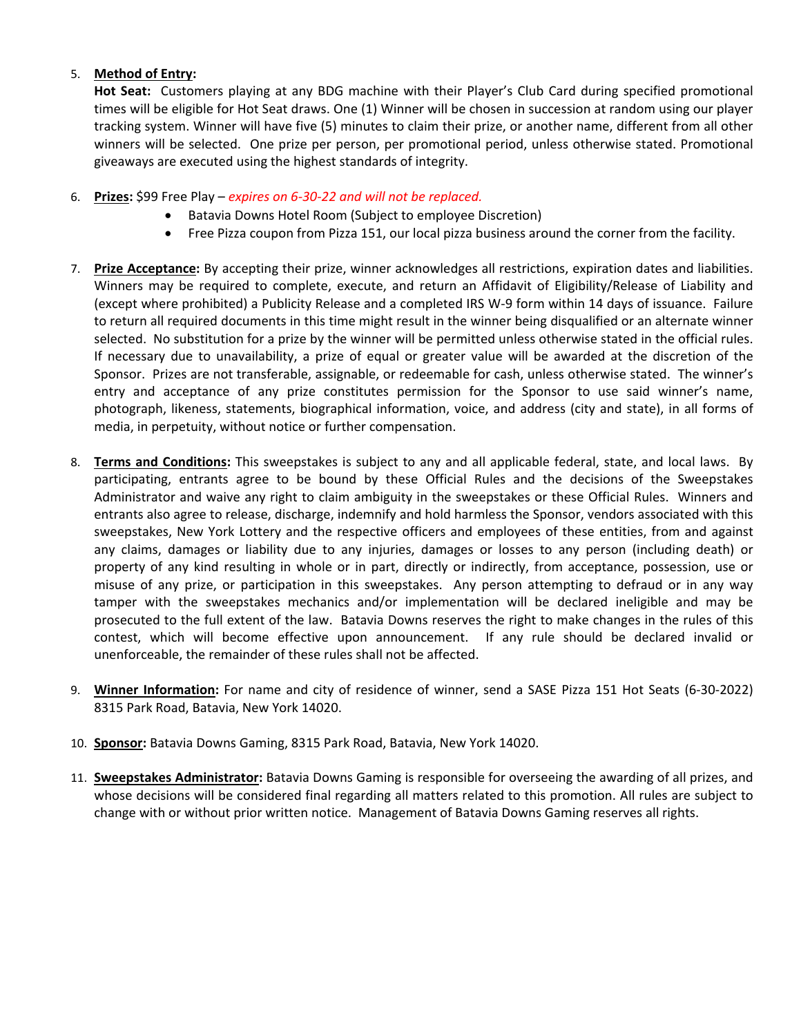5. **Method of Entry:**
   **Hot Seat:** Customers playing at any BDG machine with their Player's Club Card during specified promotional times will be eligible for Hot Seat draws. One (1) Winner will be chosen in succession at random using our player tracking system. Winner will have five (5) minutes to claim their prize, or another name, different from all other winners will be selected. One prize per person, per promotional period, unless otherwise stated. Promotional giveaways are executed using the highest standards of integrity.

6. **Prizes:** $99 Free Play – *expires on 6-30-22 and will not be replaced.*
   - Batavia Downs Hotel Room (Subject to employee Discretion)
   - Free Pizza coupon from Pizza 151, our local pizza business around the corner from the facility.

7. **Prize Acceptance:** By accepting their prize, winner acknowledges all restrictions, expiration dates and liabilities. Winners may be required to complete, execute, and return an Affidavit of Eligibility/Release of Liability and (except where prohibited) a Publicity Release and a completed IRS W-9 form within 14 days of issuance. Failure to return all required documents in this time might result in the winner being disqualified or an alternate winner selected. No substitution for a prize by the winner will be permitted unless otherwise stated in the official rules. If necessary due to unavailability, a prize of equal or greater value will be awarded at the discretion of the Sponsor. Prizes are not transferable, assignable, or redeemable for cash, unless otherwise stated. The winner's entry and acceptance of any prize constitutes permission for the Sponsor to use said winner's name, photograph, likeness, statements, biographical information, voice, and address (city and state), in all forms of media, in perpetuity, without notice or further compensation.

8. **Terms and Conditions:** This sweepstakes is subject to any and all applicable federal, state, and local laws. By participating, entrants agree to be bound by these Official Rules and the decisions of the Sweepstakes Administrator and waive any right to claim ambiguity in the sweepstakes or these Official Rules. Winners and entrants also agree to release, discharge, indemnify and hold harmless the Sponsor, vendors associated with this sweepstakes, New York Lottery and the respective officers and employees of these entities, from and against any claims, damages or liability due to any injuries, damages or losses to any person (including death) or property of any kind resulting in whole or in part, directly or indirectly, from acceptance, possession, use or misuse of any prize, or participation in this sweepstakes. Any person attempting to defraud or in any way tamper with the sweepstakes mechanics and/or implementation will be declared ineligible and may be prosecuted to the full extent of the law. Batavia Downs reserves the right to make changes in the rules of this contest, which will become effective upon announcement. If any rule should be declared invalid or unenforceable, the remainder of these rules shall not be affected.

9. **Winner Information:** For name and city of residence of winner, send a SASE Pizza 151 Hot Seats (6-30-2022) 8315 Park Road, Batavia, New York 14020.

10. **Sponsor:** Batavia Downs Gaming, 8315 Park Road, Batavia, New York 14020.

11. **Sweepstakes Administrator:** Batavia Downs Gaming is responsible for overseeing the awarding of all prizes, and whose decisions will be considered final regarding all matters related to this promotion. All rules are subject to change with or without prior written notice. Management of Batavia Downs Gaming reserves all rights.